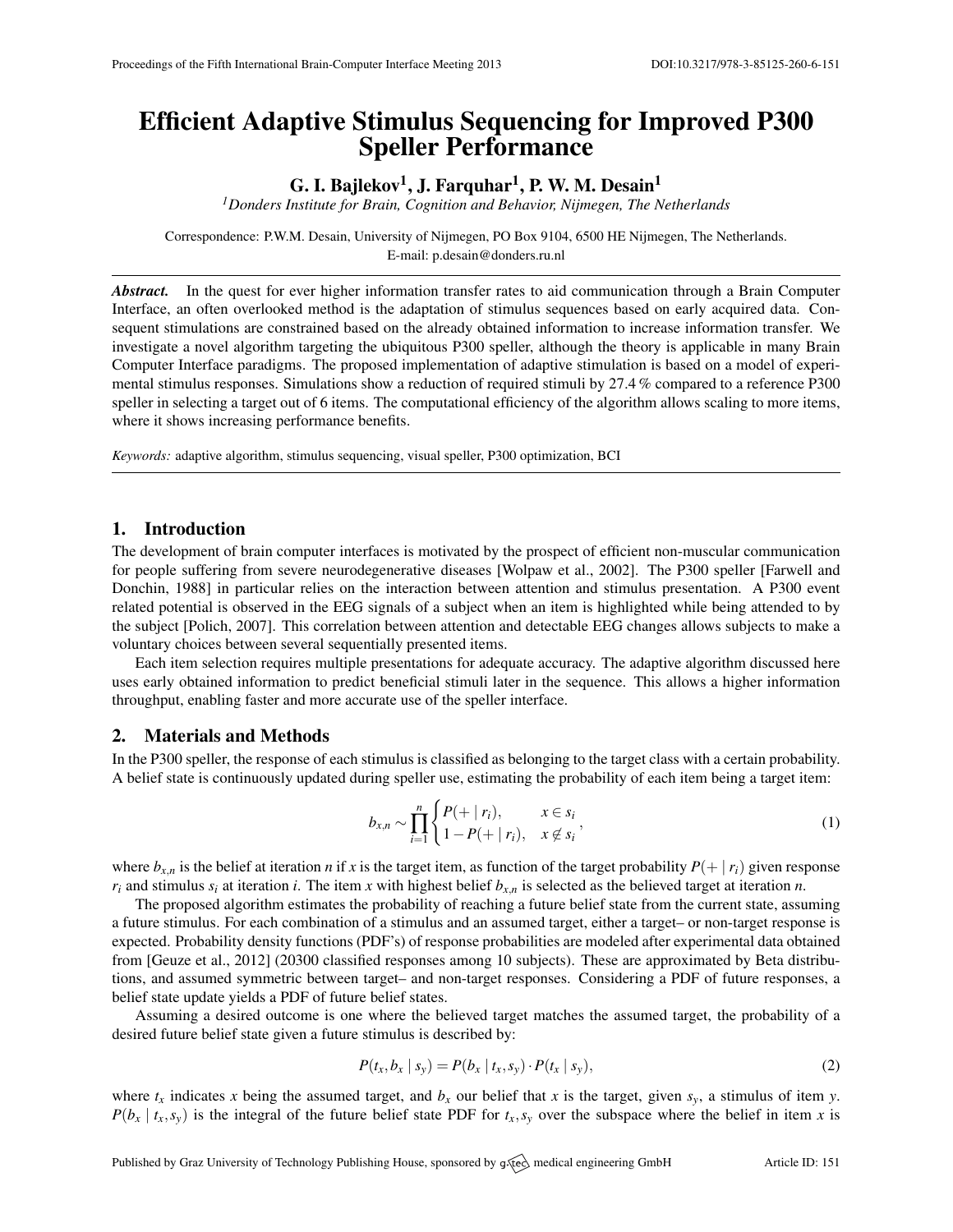# Efficient Adaptive Stimulus Sequencing for Improved P300 Speller Performance

**G. I. Bajlekov[1], J. Farquhar[1], P. W. M. Desain[1]**

[1]*Donders Institute for Brain, Cognition and Behavior, Nijmegen, The Netherlands*

Correspondence: P.W.M. Desain, University of Nijmegen, PO Box 9104, 6500 HE Nijmegen, The Netherlands. E-mail: p.desain@donders.ru.nl

***Abstract.*** In the quest for ever higher information transfer rates to aid communication through a Brain Computer Interface, an often overlooked method is the adaptation of stimulus sequences based on early acquired data. Consequent stimulations are constrained based on the already obtained information to increase information transfer. We investigate a novel algorithm targeting the ubiquitous P300 speller, although the theory is applicable in many Brain Computer Interface paradigms. The proposed implementation of adaptive stimulation is based on a model of experimental stimulus responses. Simulations show a reduction of required stimuli by 27.4 % compared to a reference P300 speller in selecting a target out of 6 items. The computational efficiency of the algorithm allows scaling to more items, where it shows increasing performance benefits.

*Keywords:* adaptive algorithm, stimulus sequencing, visual speller, P300 optimization, BCI

## 1. Introduction

The development of brain computer interfaces is motivated by the prospect of efficient non-muscular communication for people suffering from severe neurodegenerative diseases [Wolpaw et al., 2002]. The P300 speller [Farwell and Donchin, 1988] in particular relies on the interaction between attention and stimulus presentation. A P300 event related potential is observed in the EEG signals of a subject when an item is highlighted while being attended to by the subject [Polich, 2007]. This correlation between attention and detectable EEG changes allows subjects to make a voluntary choices between several sequentially presented items.

Each item selection requires multiple presentations for adequate accuracy. The adaptive algorithm discussed here uses early obtained information to predict beneficial stimuli later in the sequence. This allows a higher information throughput, enabling faster and more accurate use of the speller interface.

## 2. Materials and Methods

In the P300 speller, the response of each stimulus is classified as belonging to the target class with a certain probability. A belief state is continuously updated during speller use, estimating the probability of each item being a target item:

$$b_{x,n} \sim \prod_{i=1}^{n} \begin{cases} P(+ \mid r_i), & x \in s_i \\ 1 - P(+ \mid r_i), & x \notin s_i \end{cases}, \tag{1}$$

where $b_{x,n}$ is the belief at iteration $n$ if $x$ is the target item, as function of the target probability $P(+ \mid r_i)$ given response $r_i$ and stimulus $s_i$ at iteration $i$. The item $x$ with highest belief $b_{x,n}$ is selected as the believed target at iteration $n$.

The proposed algorithm estimates the probability of reaching a future belief state from the current state, assuming a future stimulus. For each combination of a stimulus and an assumed target, either a target– or non-target response is expected. Probability density functions (PDF's) of response probabilities are modeled after experimental data obtained from [Geuze et al., 2012] (20300 classified responses among 10 subjects). These are approximated by Beta distributions, and assumed symmetric between target– and non-target responses. Considering a PDF of future responses, a belief state update yields a PDF of future belief states.

Assuming a desired outcome is one where the believed target matches the assumed target, the probability of a desired future belief state given a future stimulus is described by:

$$P(t_x, b_x \mid s_y) = P(b_x \mid t_x, s_y) \cdot P(t_x \mid s_y), \tag{2}$$

where $t_x$ indicates $x$ being the assumed target, and $b_x$ our belief that $x$ is the target, given $s_y$, a stimulus of item $y$. $P(b_x \mid t_x, s_y)$ is the integral of the future belief state PDF for $t_x, s_y$ over the subspace where the belief in item $x$ is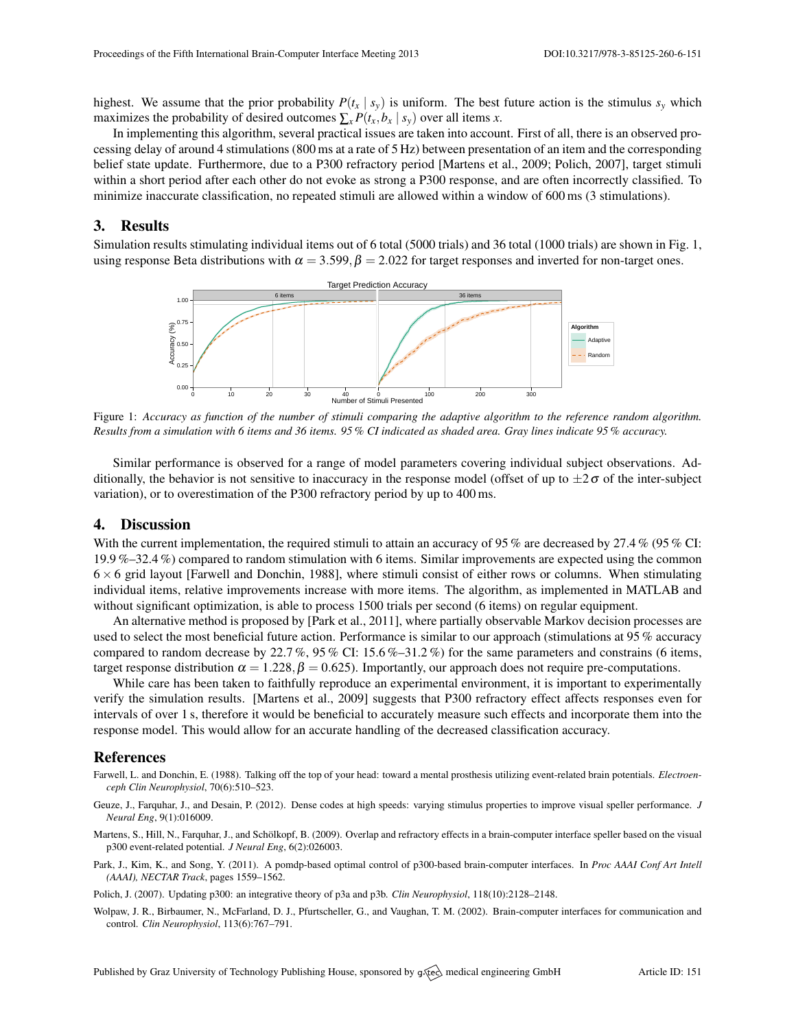highest. We assume that the prior probability $P(t_x \mid s_y)$ is uniform. The best future action is the stimulus $s_y$ which maximizes the probability of desired outcomes $\sum_x P(t_x, b_x \mid s_y)$ over all items $x$.

In implementing this algorithm, several practical issues are taken into account. First of all, there is an observed processing delay of around 4 stimulations (800 ms at a rate of 5 Hz) between presentation of an item and the corresponding belief state update. Furthermore, due to a P300 refractory period [Martens et al., 2009; Polich, 2007], target stimuli within a short period after each other do not evoke as strong a P300 response, and are often incorrectly classified. To minimize inaccurate classification, no repeated stimuli are allowed within a window of 600 ms (3 stimulations).

## 3. Results

Simulation results stimulating individual items out of 6 total (5000 trials) and 36 total (1000 trials) are shown in Fig. 1, using response Beta distributions with $\alpha = 3.599, \beta = 2.022$ for target responses and inverted for non-target ones.

Target Prediction Accuracy

6 items

36 items

Accuracy (%)

1.00

0.75

0.50

0.25

0.00

0

10

20

30

40

0

100

200

300

Number of Stimuli Presented

Algorithm

Adaptive

Random

Figure 1: *Accuracy as function of the number of stimuli comparing the adaptive algorithm to the reference random algorithm. Results from a simulation with 6 items and 36 items. 95 % CI indicated as shaded area. Gray lines indicate 95 % accuracy.*

Similar performance is observed for a range of model parameters covering individual subject observations. Additionally, the behavior is not sensitive to inaccuracy in the response model (offset of up to $\pm 2\sigma$ of the inter-subject variation), or to overestimation of the P300 refractory period by up to 400 ms.

## 4. Discussion

With the current implementation, the required stimuli to attain an accuracy of 95 % are decreased by 27.4 % (95 % CI: 19.9 %–32.4 %) compared to random stimulation with 6 items. Similar improvements are expected using the common $6 \times 6$ grid layout [Farwell and Donchin, 1988], where stimuli consist of either rows or columns. When stimulating individual items, relative improvements increase with more items. The algorithm, as implemented in MATLAB and without significant optimization, is able to process 1500 trials per second (6 items) on regular equipment.

An alternative method is proposed by [Park et al., 2011], where partially observable Markov decision processes are used to select the most beneficial future action. Performance is similar to our approach (stimulations at 95 % accuracy compared to random decrease by 22.7 %, 95 % CI: 15.6 %–31.2 %) for the same parameters and constrains (6 items, target response distribution $\alpha = 1.228, \beta = 0.625$). Importantly, our approach does not require pre-computations.

While care has been taken to faithfully reproduce an experimental environment, it is important to experimentally verify the simulation results. [Martens et al., 2009] suggests that P300 refractory effect affects responses even for intervals of over 1 s, therefore it would be beneficial to accurately measure such effects and incorporate them into the response model. This would allow for an accurate handling of the decreased classification accuracy.

## References

Farwell, L. and Donchin, E. (1988). Talking off the top of your head: toward a mental prosthesis utilizing event-related brain potentials. *Electroenceph Clin Neurophysiol*, 70(6):510–523.

Geuze, J., Farquhar, J., and Desain, P. (2012). Dense codes at high speeds: varying stimulus properties to improve visual speller performance. *J Neural Eng*, 9(1):016009.

Martens, S., Hill, N., Farquhar, J., and Schölkopf, B. (2009). Overlap and refractory effects in a brain-computer interface speller based on the visual p300 event-related potential. *J Neural Eng*, 6(2):026003.

Park, J., Kim, K., and Song, Y. (2011). A pomdp-based optimal control of p300-based brain-computer interfaces. In *Proc AAAI Conf Art Intell (AAAI), NECTAR Track*, pages 1559–1562.

Polich, J. (2007). Updating p300: an integrative theory of p3a and p3b. *Clin Neurophysiol*, 118(10):2128–2148.

Wolpaw, J. R., Birbaumer, N., McFarland, D. J., Pfurtscheller, G., and Vaughan, T. M. (2002). Brain-computer interfaces for communication and control. *Clin Neurophysiol*, 113(6):767–791.